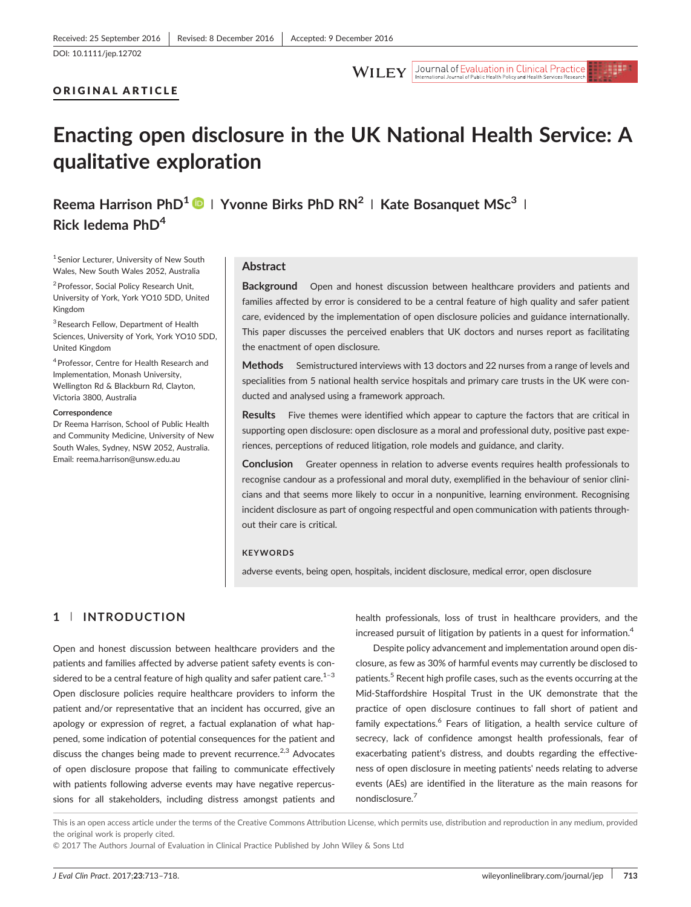Received: 25 September 2016 | Revised: 8 December 2016 | Accepted: 9 December 2016

DOI: 10.1111/jep.12702

ORIGINAL ARTICLE

# Enacting open disclosure in the UK National Health Service: A qualitative exploration

**Reema Harrison PhD[1] | Yvonne Birks PhD RN[2] | Kate Bosanquet MSc[3] | Rick Iedema PhD[4]**

[1] Senior Lecturer, University of New South Wales, New South Wales 2052, Australia

[2] Professor, Social Policy Research Unit, University of York, York YO10 5DD, United Kingdom

[3] Research Fellow, Department of Health Sciences, University of York, York YO10 5DD, United Kingdom

[4] Professor, Centre for Health Research and Implementation, Monash University, Wellington Rd & Blackburn Rd, Clayton, Victoria 3800, Australia

**Correspondence**
Dr Reema Harrison, School of Public Health and Community Medicine, University of New South Wales, Sydney, NSW 2052, Australia.
Email: reema.harrison@unsw.edu.au

## Abstract

**Background** Open and honest discussion between healthcare providers and patients and families affected by error is considered to be a central feature of high quality and safer patient care, evidenced by the implementation of open disclosure policies and guidance internationally. This paper discusses the perceived enablers that UK doctors and nurses report as facilitating the enactment of open disclosure.

**Methods** Semistructured interviews with 13 doctors and 22 nurses from a range of levels and specialities from 5 national health service hospitals and primary care trusts in the UK were conducted and analysed using a framework approach.

**Results** Five themes were identified which appear to capture the factors that are critical in supporting open disclosure: open disclosure as a moral and professional duty, positive past experiences, perceptions of reduced litigation, role models and guidance, and clarity.

**Conclusion** Greater openness in relation to adverse events requires health professionals to recognise candour as a professional and moral duty, exemplified in the behaviour of senior clinicians and that seems more likely to occur in a nonpunitive, learning environment. Recognising incident disclosure as part of ongoing respectful and open communication with patients throughout their care is critical.

**KEYWORDS**

adverse events, being open, hospitals, incident disclosure, medical error, open disclosure

## 1 | INTRODUCTION

Open and honest discussion between healthcare providers and the patients and families affected by adverse patient safety events is considered to be a central feature of high quality and safer patient care.[1-3] Open disclosure policies require healthcare providers to inform the patient and/or representative that an incident has occurred, give an apology or expression of regret, a factual explanation of what happened, some indication of potential consequences for the patient and discuss the changes being made to prevent recurrence.[2,3] Advocates of open disclosure propose that failing to communicate effectively with patients following adverse events may have negative repercussions for all stakeholders, including distress amongst patients and health professionals, loss of trust in healthcare providers, and the increased pursuit of litigation by patients in a quest for information.[4]

Despite policy advancement and implementation around open disclosure, as few as 30% of harmful events may currently be disclosed to patients.[5] Recent high profile cases, such as the events occurring at the Mid-Staffordshire Hospital Trust in the UK demonstrate that the practice of open disclosure continues to fall short of patient and family expectations.[6] Fears of litigation, a health service culture of secrecy, lack of confidence amongst health professionals, fear of exacerbating patient's distress, and doubts regarding the effectiveness of open disclosure in meeting patients' needs relating to adverse events (AEs) are identified in the literature as the main reasons for nondisclosure.[7]

This is an open access article under the terms of the Creative Commons Attribution License, which permits use, distribution and reproduction in any medium, provided the original work is properly cited.

© 2017 The Authors Journal of Evaluation in Clinical Practice Published by John Wiley & Sons Ltd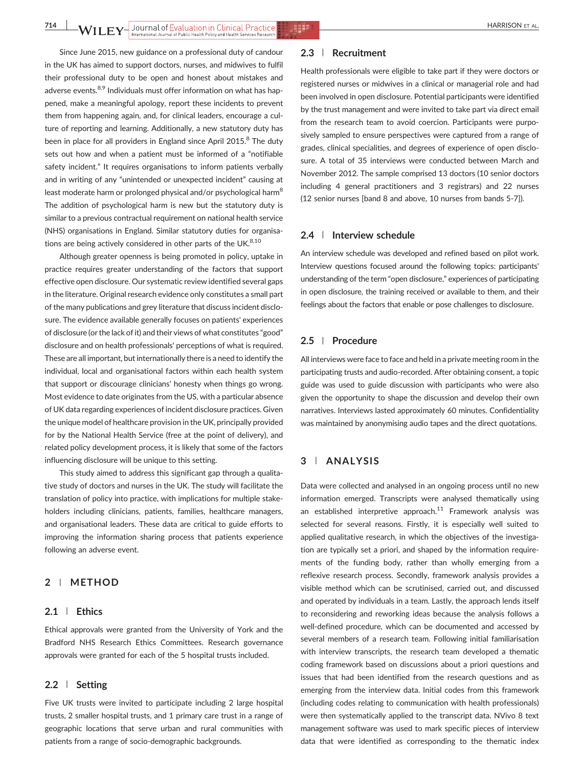Since June 2015, new guidance on a professional duty of candour in the UK has aimed to support doctors, nurses, and midwives to fulfil their professional duty to be open and honest about mistakes and adverse events.[8,9] Individuals must offer information on what has happened, make a meaningful apology, report these incidents to prevent them from happening again, and, for clinical leaders, encourage a culture of reporting and learning. Additionally, a new statutory duty has been in place for all providers in England since April 2015.[8] The duty sets out how and when a patient must be informed of a "notifiable safety incident." It requires organisations to inform patients verbally and in writing of any "unintended or unexpected incident" causing at least moderate harm or prolonged physical and/or psychological harm[8] The addition of psychological harm is new but the statutory duty is similar to a previous contractual requirement on national health service (NHS) organisations in England. Similar statutory duties for organisations are being actively considered in other parts of the UK.[8,10]

Although greater openness is being promoted in policy, uptake in practice requires greater understanding of the factors that support effective open disclosure. Our systematic review identified several gaps in the literature. Original research evidence only constitutes a small part of the many publications and grey literature that discuss incident disclosure. The evidence available generally focuses on patients' experiences of disclosure (or the lack of it) and their views of what constitutes "good" disclosure and on health professionals' perceptions of what is required. These are all important, but internationally there is a need to identify the individual, local and organisational factors within each health system that support or discourage clinicians' honesty when things go wrong. Most evidence to date originates from the US, with a particular absence of UK data regarding experiences of incident disclosure practices. Given the unique model of healthcare provision in the UK, principally provided for by the National Health Service (free at the point of delivery), and related policy development process, it is likely that some of the factors influencing disclosure will be unique to this setting.

This study aimed to address this significant gap through a qualitative study of doctors and nurses in the UK. The study will facilitate the translation of policy into practice, with implications for multiple stakeholders including clinicians, patients, families, healthcare managers, and organisational leaders. These data are critical to guide efforts to improving the information sharing process that patients experience following an adverse event.

## 2 | METHOD

### 2.1 | Ethics

Ethical approvals were granted from the University of York and the Bradford NHS Research Ethics Committees. Research governance approvals were granted for each of the 5 hospital trusts included.

### 2.2 | Setting

Five UK trusts were invited to participate including 2 large hospital trusts, 2 smaller hospital trusts, and 1 primary care trust in a range of geographic locations that serve urban and rural communities with patients from a range of socio-demographic backgrounds.

### 2.3 | Recruitment

Health professionals were eligible to take part if they were doctors or registered nurses or midwives in a clinical or managerial role and had been involved in open disclosure. Potential participants were identified by the trust management and were invited to take part via direct email from the research team to avoid coercion. Participants were purposively sampled to ensure perspectives were captured from a range of grades, clinical specialities, and degrees of experience of open disclosure. A total of 35 interviews were conducted between March and November 2012. The sample comprised 13 doctors (10 senior doctors including 4 general practitioners and 3 registrars) and 22 nurses (12 senior nurses [band 8 and above, 10 nurses from bands 5-7]).

### 2.4 | Interview schedule

An interview schedule was developed and refined based on pilot work. Interview questions focused around the following topics: participants' understanding of the term "open disclosure," experiences of participating in open disclosure, the training received or available to them, and their feelings about the factors that enable or pose challenges to disclosure.

### 2.5 | Procedure

All interviews were face to face and held in a private meeting room in the participating trusts and audio-recorded. After obtaining consent, a topic guide was used to guide discussion with participants who were also given the opportunity to shape the discussion and develop their own narratives. Interviews lasted approximately 60 minutes. Confidentiality was maintained by anonymising audio tapes and the direct quotations.

## 3 | ANALYSIS

Data were collected and analysed in an ongoing process until no new information emerged. Transcripts were analysed thematically using an established interpretive approach.[11] Framework analysis was selected for several reasons. Firstly, it is especially well suited to applied qualitative research, in which the objectives of the investigation are typically set a priori, and shaped by the information requirements of the funding body, rather than wholly emerging from a reflexive research process. Secondly, framework analysis provides a visible method which can be scrutinised, carried out, and discussed and operated by individuals in a team. Lastly, the approach lends itself to reconsidering and reworking ideas because the analysis follows a well-defined procedure, which can be documented and accessed by several members of a research team. Following initial familiarisation with interview transcripts, the research team developed a thematic coding framework based on discussions about a priori questions and issues that had been identified from the research questions and as emerging from the interview data. Initial codes from this framework (including codes relating to communication with health professionals) were then systematically applied to the transcript data. NVivo 8 text management software was used to mark specific pieces of interview data that were identified as corresponding to the thematic index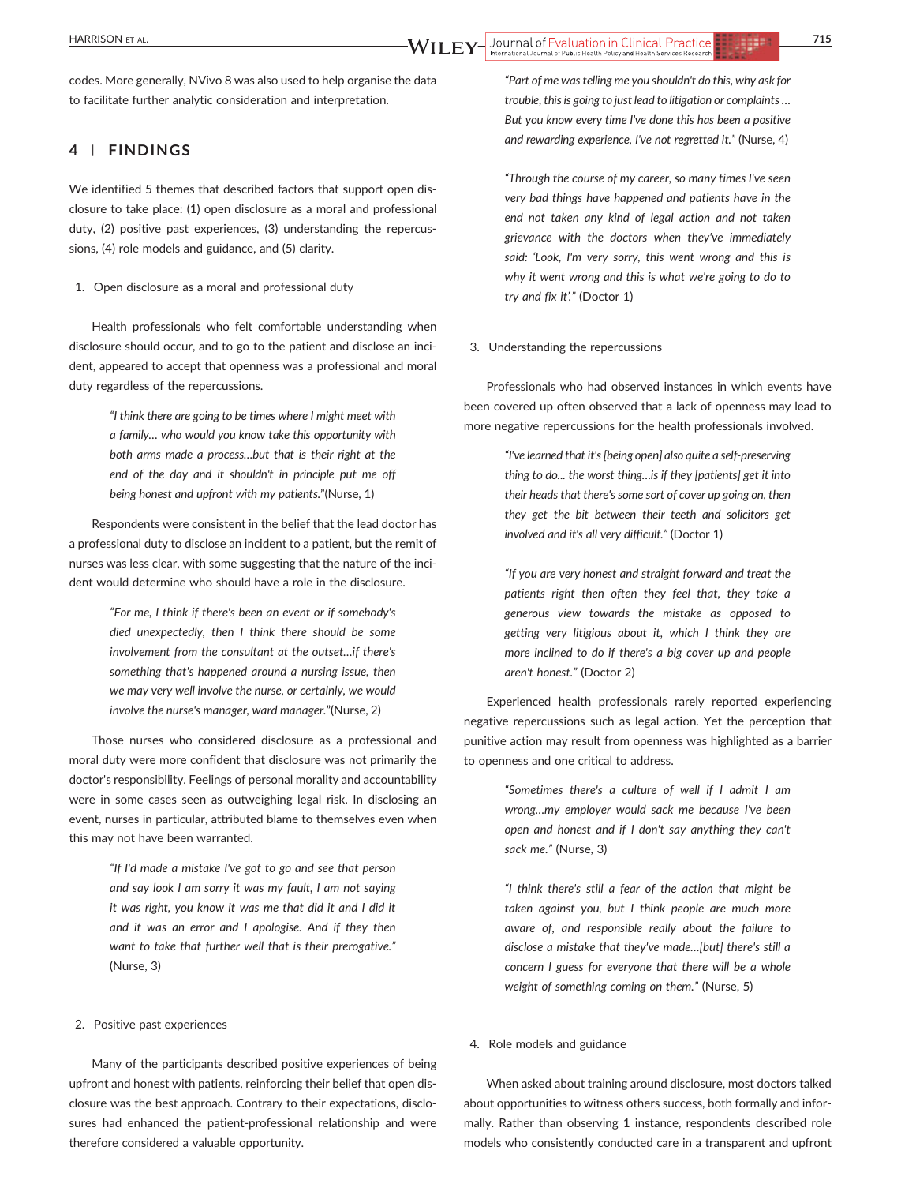codes. More generally, NVivo 8 was also used to help organise the data to facilitate further analytic consideration and interpretation.

## 4 | FINDINGS

We identified 5 themes that described factors that support open disclosure to take place: (1) open disclosure as a moral and professional duty, (2) positive past experiences, (3) understanding the repercussions, (4) role models and guidance, and (5) clarity.

1. Open disclosure as a moral and professional duty

Health professionals who felt comfortable understanding when disclosure should occur, and to go to the patient and disclose an incident, appeared to accept that openness was a professional and moral duty regardless of the repercussions.

> *"I think there are going to be times where I might meet with a family… who would you know take this opportunity with both arms made a process…but that is their right at the end of the day and it shouldn't in principle put me off being honest and upfront with my patients."*(Nurse, 1)

Respondents were consistent in the belief that the lead doctor has a professional duty to disclose an incident to a patient, but the remit of nurses was less clear, with some suggesting that the nature of the incident would determine who should have a role in the disclosure.

> *"For me, I think if there's been an event or if somebody's died unexpectedly, then I think there should be some involvement from the consultant at the outset…if there's something that's happened around a nursing issue, then we may very well involve the nurse, or certainly, we would involve the nurse's manager, ward manager."*(Nurse, 2)

Those nurses who considered disclosure as a professional and moral duty were more confident that disclosure was not primarily the doctor's responsibility. Feelings of personal morality and accountability were in some cases seen as outweighing legal risk. In disclosing an event, nurses in particular, attributed blame to themselves even when this may not have been warranted.

> *"If I'd made a mistake I've got to go and see that person and say look I am sorry it was my fault, I am not saying it was right, you know it was me that did it and I did it and it was an error and I apologise. And if they then want to take that further well that is their prerogative."* (Nurse, 3)

2. Positive past experiences

Many of the participants described positive experiences of being upfront and honest with patients, reinforcing their belief that open disclosure was the best approach. Contrary to their expectations, disclosures had enhanced the patient-professional relationship and were therefore considered a valuable opportunity.

> *"Part of me was telling me you shouldn't do this, why ask for trouble, this is going to just lead to litigation or complaints… But you know every time I've done this has been a positive and rewarding experience, I've not regretted it."* (Nurse, 4)

> *"Through the course of my career, so many times I've seen very bad things have happened and patients have in the end not taken any kind of legal action and not taken grievance with the doctors when they've immediately said: 'Look, I'm very sorry, this went wrong and this is why it went wrong and this is what we're going to do to try and fix it'."* (Doctor 1)

3. Understanding the repercussions

Professionals who had observed instances in which events have been covered up often observed that a lack of openness may lead to more negative repercussions for the health professionals involved.

> *"I've learned that it's [being open] also quite a self-preserving thing to do… the worst thing…is if they [patients] get it into their heads that there's some sort of cover up going on, then they get the bit between their teeth and solicitors get involved and it's all very difficult."* (Doctor 1)

> *"If you are very honest and straight forward and treat the patients right then often they feel that, they take a generous view towards the mistake as opposed to getting very litigious about it, which I think they are more inclined to do if there's a big cover up and people aren't honest."* (Doctor 2)

Experienced health professionals rarely reported experiencing negative repercussions such as legal action. Yet the perception that punitive action may result from openness was highlighted as a barrier to openness and one critical to address.

> *"Sometimes there's a culture of well if I admit I am wrong…my employer would sack me because I've been open and honest and if I don't say anything they can't sack me."* (Nurse, 3)

> *"I think there's still a fear of the action that might be taken against you, but I think people are much more aware of, and responsible really about the failure to disclose a mistake that they've made…[but] there's still a concern I guess for everyone that there will be a whole weight of something coming on them."* (Nurse, 5)

4. Role models and guidance

When asked about training around disclosure, most doctors talked about opportunities to witness others success, both formally and informally. Rather than observing 1 instance, respondents described role models who consistently conducted care in a transparent and upfront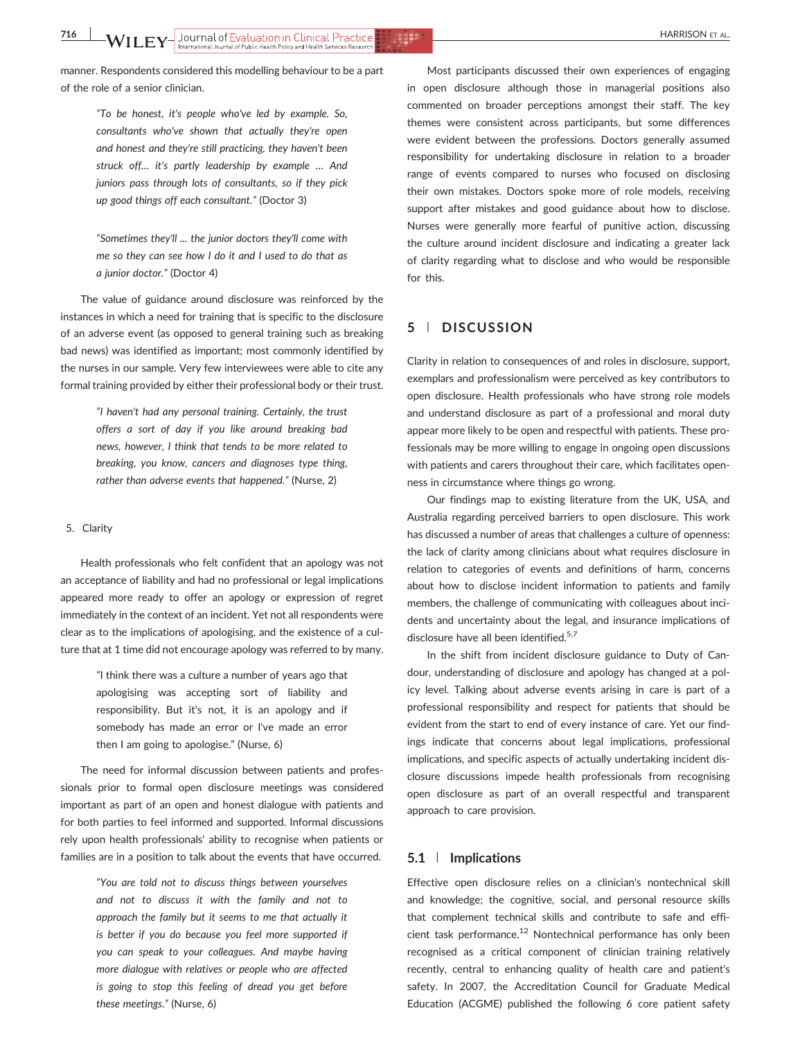manner. Respondents considered this modelling behaviour to be a part of the role of a senior clinician.

> *"To be honest, it's people who've led by example. So, consultants who've shown that actually they're open and honest and they're still practicing, they haven't been struck off… it's partly leadership by example … And juniors pass through lots of consultants, so if they pick up good things off each consultant."* (Doctor 3)

> *"Sometimes they'll … the junior doctors they'll come with me so they can see how I do it and I used to do that as a junior doctor."* (Doctor 4)

The value of guidance around disclosure was reinforced by the instances in which a need for training that is specific to the disclosure of an adverse event (as opposed to general training such as breaking bad news) was identified as important; most commonly identified by the nurses in our sample. Very few interviewees were able to cite any formal training provided by either their professional body or their trust.

> *"I haven't had any personal training. Certainly, the trust offers a sort of day if you like around breaking bad news, however, I think that tends to be more related to breaking, you know, cancers and diagnoses type thing, rather than adverse events that happened."* (Nurse, 2)

5. Clarity

Health professionals who felt confident that an apology was not an acceptance of liability and had no professional or legal implications appeared more ready to offer an apology or expression of regret immediately in the context of an incident. Yet not all respondents were clear as to the implications of apologising, and the existence of a culture that at 1 time did not encourage apology was referred to by many.

> "I think there was a culture a number of years ago that apologising was accepting sort of liability and responsibility. But it's not, it is an apology and if somebody has made an error or I've made an error then I am going to apologise." (Nurse, 6)

The need for informal discussion between patients and professionals prior to formal open disclosure meetings was considered important as part of an open and honest dialogue with patients and for both parties to feel informed and supported. Informal discussions rely upon health professionals' ability to recognise when patients or families are in a position to talk about the events that have occurred.

> *"You are told not to discuss things between yourselves and not to discuss it with the family and not to approach the family but it seems to me that actually it is better if you do because you feel more supported if you can speak to your colleagues. And maybe having more dialogue with relatives or people who are affected is going to stop this feeling of dread you get before these meetings."* (Nurse, 6)

Most participants discussed their own experiences of engaging in open disclosure although those in managerial positions also commented on broader perceptions amongst their staff. The key themes were consistent across participants, but some differences were evident between the professions. Doctors generally assumed responsibility for undertaking disclosure in relation to a broader range of events compared to nurses who focused on disclosing their own mistakes. Doctors spoke more of role models, receiving support after mistakes and good guidance about how to disclose. Nurses were generally more fearful of punitive action, discussing the culture around incident disclosure and indicating a greater lack of clarity regarding what to disclose and who would be responsible for this.

## 5 | DISCUSSION

Clarity in relation to consequences of and roles in disclosure, support, exemplars and professionalism were perceived as key contributors to open disclosure. Health professionals who have strong role models and understand disclosure as part of a professional and moral duty appear more likely to be open and respectful with patients. These professionals may be more willing to engage in ongoing open discussions with patients and carers throughout their care, which facilitates openness in circumstance where things go wrong.

Our findings map to existing literature from the UK, USA, and Australia regarding perceived barriers to open disclosure. This work has discussed a number of areas that challenges a culture of openness: the lack of clarity among clinicians about what requires disclosure in relation to categories of events and definitions of harm, concerns about how to disclose incident information to patients and family members, the challenge of communicating with colleagues about incidents and uncertainty about the legal, and insurance implications of disclosure have all been identified.[5,7]

In the shift from incident disclosure guidance to Duty of Candour, understanding of disclosure and apology has changed at a policy level. Talking about adverse events arising in care is part of a professional responsibility and respect for patients that should be evident from the start to end of every instance of care. Yet our findings indicate that concerns about legal implications, professional implications, and specific aspects of actually undertaking incident disclosure discussions impede health professionals from recognising open disclosure as part of an overall respectful and transparent approach to care provision.

### 5.1 | Implications

Effective open disclosure relies on a clinician's nontechnical skill and knowledge; the cognitive, social, and personal resource skills that complement technical skills and contribute to safe and efficient task performance.[12] Nontechnical performance has only been recognised as a critical component of clinician training relatively recently, central to enhancing quality of health care and patient's safety. In 2007, the Accreditation Council for Graduate Medical Education (ACGME) published the following 6 core patient safety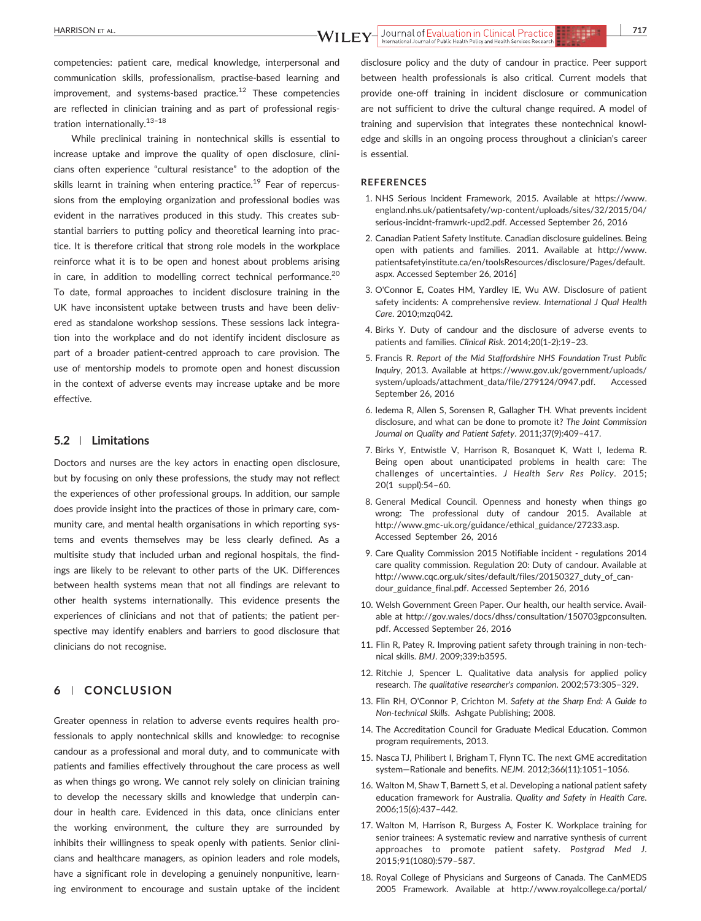competencies: patient care, medical knowledge, interpersonal and communication skills, professionalism, practise-based learning and improvement, and systems-based practice.[12] These competencies are reflected in clinician training and as part of professional registration internationally.[13–18]

While preclinical training in nontechnical skills is essential to increase uptake and improve the quality of open disclosure, clinicians often experience "cultural resistance" to the adoption of the skills learnt in training when entering practice.[19] Fear of repercussions from the employing organization and professional bodies was evident in the narratives produced in this study. This creates substantial barriers to putting policy and theoretical learning into practice. It is therefore critical that strong role models in the workplace reinforce what it is to be open and honest about problems arising in care, in addition to modelling correct technical performance.[20] To date, formal approaches to incident disclosure training in the UK have inconsistent uptake between trusts and have been delivered as standalone workshop sessions. These sessions lack integration into the workplace and do not identify incident disclosure as part of a broader patient-centred approach to care provision. The use of mentorship models to promote open and honest discussion in the context of adverse events may increase uptake and be more effective.

### 5.2 | Limitations

Doctors and nurses are the key actors in enacting open disclosure, but by focusing on only these professions, the study may not reflect the experiences of other professional groups. In addition, our sample does provide insight into the practices of those in primary care, community care, and mental health organisations in which reporting systems and events themselves may be less clearly defined. As a multisite study that included urban and regional hospitals, the findings are likely to be relevant to other parts of the UK. Differences between health systems mean that not all findings are relevant to other health systems internationally. This evidence presents the experiences of clinicians and not that of patients; the patient perspective may identify enablers and barriers to good disclosure that clinicians do not recognise.

## 6 | CONCLUSION

Greater openness in relation to adverse events requires health professionals to apply nontechnical skills and knowledge: to recognise candour as a professional and moral duty, and to communicate with patients and families effectively throughout the care process as well as when things go wrong. We cannot rely solely on clinician training to develop the necessary skills and knowledge that underpin candour in health care. Evidenced in this data, once clinicians enter the working environment, the culture they are surrounded by inhibits their willingness to speak openly with patients. Senior clinicians and healthcare managers, as opinion leaders and role models, have a significant role in developing a genuinely nonpunitive, learning environment to encourage and sustain uptake of the incident disclosure policy and the duty of candour in practice. Peer support between health professionals is also critical. Current models that provide one-off training in incident disclosure or communication are not sufficient to drive the cultural change required. A model of training and supervision that integrates these nontechnical knowledge and skills in an ongoing process throughout a clinician's career is essential.

## REFERENCES

1. NHS Serious Incident Framework, 2015. Available at https://www.england.nhs.uk/patientsafety/wp-content/uploads/sites/32/2015/04/serious-incidnt-framwrk-upd2.pdf. Accessed September 26, 2016
2. Canadian Patient Safety Institute. Canadian disclosure guidelines. Being open with patients and families. 2011. Available at http://www.patientsafetyinstitute.ca/en/toolsResources/disclosure/Pages/default.aspx. Accessed September 26, 2016]
3. O'Connor E, Coates HM, Yardley IE, Wu AW. Disclosure of patient safety incidents: A comprehensive review. *International J Qual Health Care*. 2010;mzq042.
4. Birks Y. Duty of candour and the disclosure of adverse events to patients and families. *Clinical Risk*. 2014;20(1-2):19–23.
5. Francis R. *Report of the Mid Staffordshire NHS Foundation Trust Public Inquiry*, 2013. Available at https://www.gov.uk/government/uploads/system/uploads/attachment_data/file/279124/0947.pdf. Accessed September 26, 2016
6. Iedema R, Allen S, Sorensen R, Gallagher TH. What prevents incident disclosure, and what can be done to promote it? *The Joint Commission Journal on Quality and Patient Safety*. 2011;37(9):409–417.
7. Birks Y, Entwistle V, Harrison R, Bosanquet K, Watt I, Iedema R. Being open about unanticipated problems in health care: The challenges of uncertainties. *J Health Serv Res Policy*. 2015; 20(1 suppl):54–60.
8. General Medical Council. Openness and honesty when things go wrong: The professional duty of candour 2015. Available at http://www.gmc-uk.org/guidance/ethical_guidance/27233.asp. Accessed September 26, 2016
9. Care Quality Commission 2015 Notifiable incident - regulations 2014 care quality commission. Regulation 20: Duty of candour. Available at http://www.cqc.org.uk/sites/default/files/20150327_duty_of_candour_guidance_final.pdf. Accessed September 26, 2016
10. Welsh Government Green Paper. Our health, our health service. Available at http://gov.wales/docs/dhss/consultation/150703gpconsulten.pdf. Accessed September 26, 2016
11. Flin R, Patey R. Improving patient safety through training in non-technical skills. *BMJ*. 2009;339:b3595.
12. Ritchie J, Spencer L. Qualitative data analysis for applied policy research. *The qualitative researcher's companion*. 2002;573:305–329.
13. Flin RH, O'Connor P, Crichton M. *Safety at the Sharp End: A Guide to Non-technical Skills*. Ashgate Publishing; 2008.
14. The Accreditation Council for Graduate Medical Education. Common program requirements, 2013.
15. Nasca TJ, Philibert I, Brigham T, Flynn TC. The next GME accreditation system—Rationale and benefits. *NEJM*. 2012;366(11):1051–1056.
16. Walton M, Shaw T, Barnett S, et al. Developing a national patient safety education framework for Australia. *Quality and Safety in Health Care*. 2006;15(6):437–442.
17. Walton M, Harrison R, Burgess A, Foster K. Workplace training for senior trainees: A systematic review and narrative synthesis of current approaches to promote patient safety. *Postgrad Med J*. 2015;91(1080):579–587.
18. Royal College of Physicians and Surgeons of Canada. The CanMEDS 2005 Framework. Available at http://www.royalcollege.ca/portal/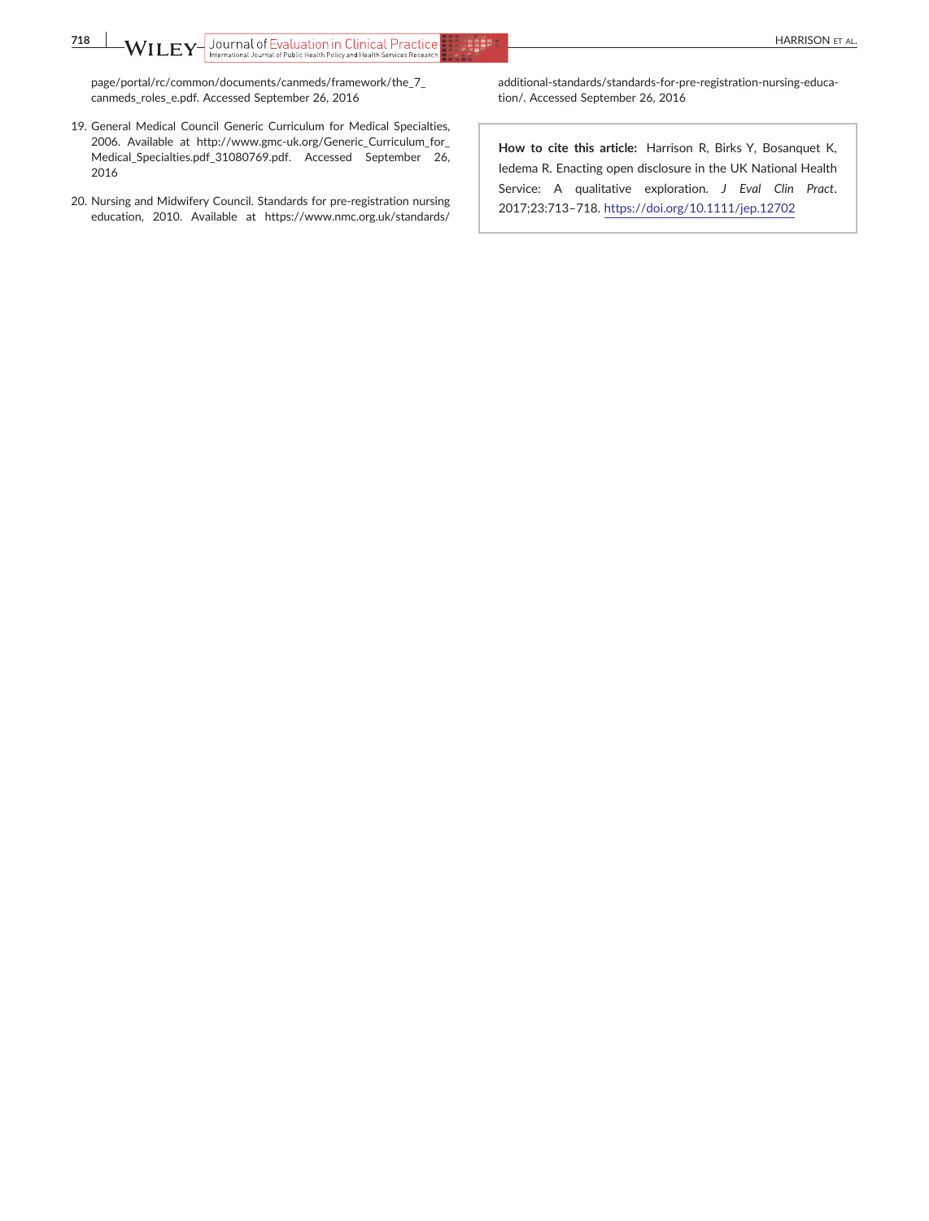page/portal/rc/common/documents/canmeds/framework/the_7_canmeds_roles_e.pdf. Accessed September 26, 2016

19. General Medical Council Generic Curriculum for Medical Specialties, 2006. Available at http://www.gmc-uk.org/Generic_Curriculum_for_Medical_Specialties.pdf_31080769.pdf. Accessed September 26, 2016

20. Nursing and Midwifery Council. Standards for pre-registration nursing education, 2010. Available at https://www.nmc.org.uk/standards/additional-standards/standards-for-pre-registration-nursing-education/. Accessed September 26, 2016

**How to cite this article:** Harrison R, Birks Y, Bosanquet K, Iedema R. Enacting open disclosure in the UK National Health Service: A qualitative exploration. *J Eval Clin Pract*. 2017;23:713–718. https://doi.org/10.1111/jep.12702